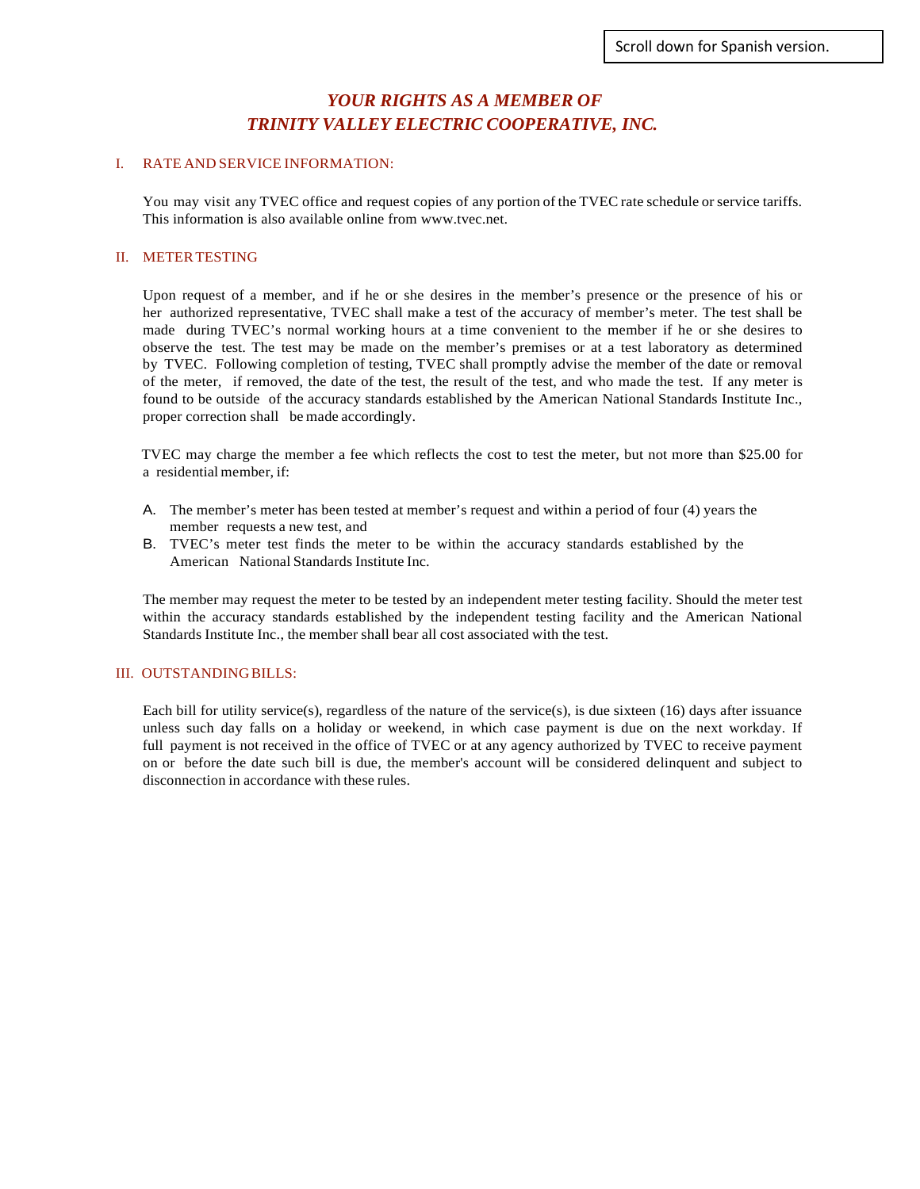Scroll down for Spanish version.

# *YOUR RIGHTS AS A MEMBER OF TRINITY VALLEY ELECTRIC COOPERATIVE, INC.*

## I. RATE AND SERVICE INFORMATION:

You may visit any TVEC office and request copies of any portion of the TVEC rate schedule or service tariffs. This information is also available online from www.tvec.net.

## II. METER TESTING

Upon request of a member, and if he or she desires in the member's presence or the presence of his or her authorized representative, TVEC shall make a test of the accuracy of member's meter. The test shall be made during TVEC's normal working hours at a time convenient to the member if he or she desires to observe the test. The test may be made on the member's premises or at a test laboratory as determined by TVEC. Following completion of testing, TVEC shall promptly advise the member of the date or removal of the meter, if removed, the date of the test, the result of the test, and who made the test. If any meter is found to be outside of the accuracy standards established by the American National Standards Institute Inc., proper correction shall be made accordingly.

TVEC may charge the member a fee which reflects the cost to test the meter, but not more than $25.00 for a residential member, if:

A. The member's meter has been tested at member's request and within a period of four (4) years the member requests a new test, and
B. TVEC's meter test finds the meter to be within the accuracy standards established by the American National Standards Institute Inc.

The member may request the meter to be tested by an independent meter testing facility. Should the meter test within the accuracy standards established by the independent testing facility and the American National Standards Institute Inc., the member shall bear all cost associated with the test.

## III. OUTSTANDING BILLS:

Each bill for utility service(s), regardless of the nature of the service(s), is due sixteen (16) days after issuance unless such day falls on a holiday or weekend, in which case payment is due on the next workday. If full payment is not received in the office of TVEC or at any agency authorized by TVEC to receive payment on or before the date such bill is due, the member's account will be considered delinquent and subject to disconnection in accordance with these rules.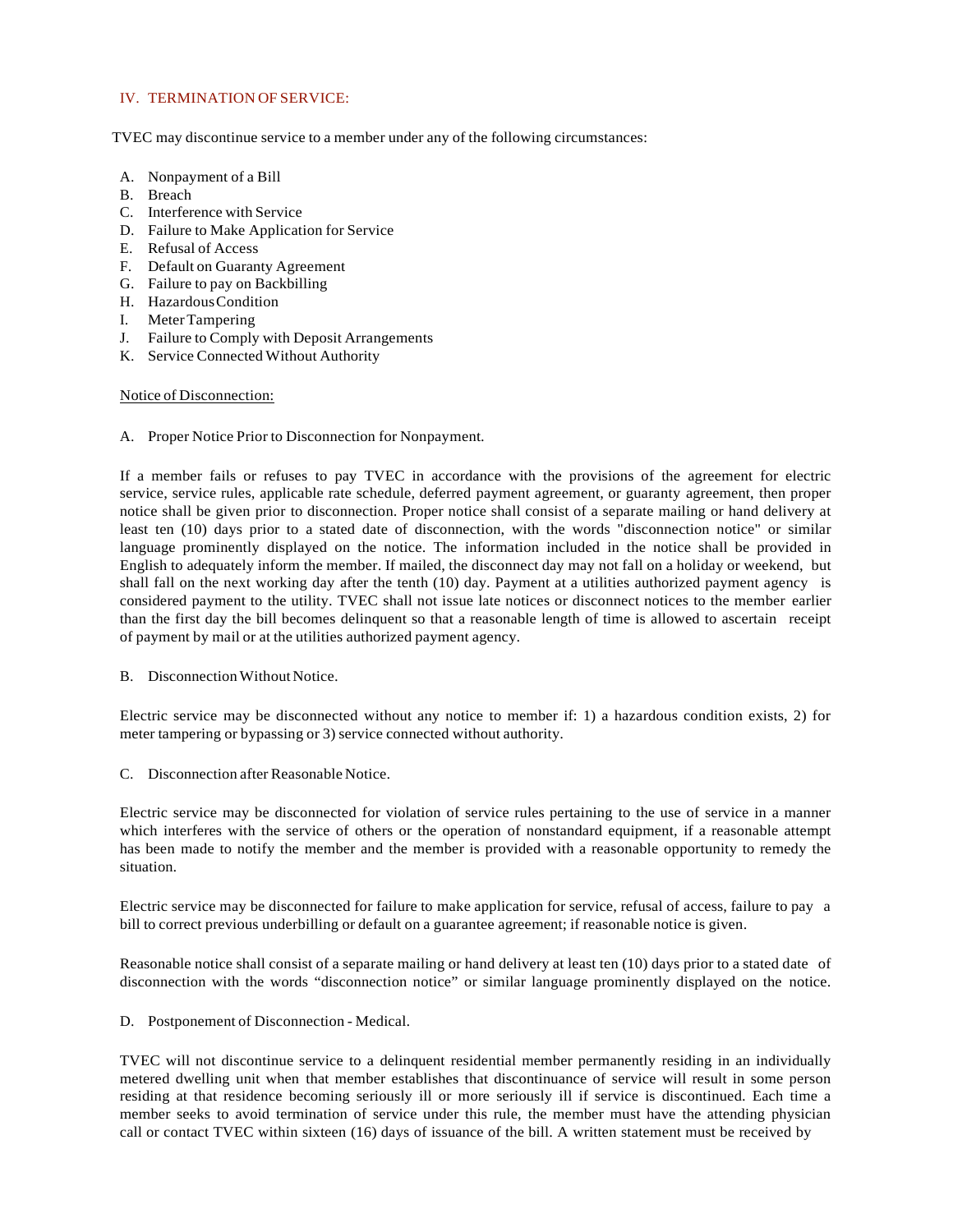## IV. TERMINATION OF SERVICE:

TVEC may discontinue service to a member under any of the following circumstances:

A. Nonpayment of a Bill
B. Breach
C. Interference with Service
D. Failure to Make Application for Service
E. Refusal of Access
F. Default on Guaranty Agreement
G. Failure to pay on Backbilling
H. Hazardous Condition
I. Meter Tampering
J. Failure to Comply with Deposit Arrangements
K. Service Connected Without Authority

<u>Notice of Disconnection:</u>

A. Proper Notice Prior to Disconnection for Nonpayment.

If a member fails or refuses to pay TVEC in accordance with the provisions of the agreement for electric service, service rules, applicable rate schedule, deferred payment agreement, or guaranty agreement, then proper notice shall be given prior to disconnection. Proper notice shall consist of a separate mailing or hand delivery at least ten (10) days prior to a stated date of disconnection, with the words "disconnection notice" or similar language prominently displayed on the notice. The information included in the notice shall be provided in English to adequately inform the member. If mailed, the disconnect day may not fall on a holiday or weekend, but shall fall on the next working day after the tenth (10) day. Payment at a utilities authorized payment agency is considered payment to the utility. TVEC shall not issue late notices or disconnect notices to the member earlier than the first day the bill becomes delinquent so that a reasonable length of time is allowed to ascertain receipt of payment by mail or at the utilities authorized payment agency.

B. Disconnection Without Notice.

Electric service may be disconnected without any notice to member if: 1) a hazardous condition exists, 2) for meter tampering or bypassing or 3) service connected without authority.

C. Disconnection after Reasonable Notice.

Electric service may be disconnected for violation of service rules pertaining to the use of service in a manner which interferes with the service of others or the operation of nonstandard equipment, if a reasonable attempt has been made to notify the member and the member is provided with a reasonable opportunity to remedy the situation.

Electric service may be disconnected for failure to make application for service, refusal of access, failure to pay a bill to correct previous underbilling or default on a guarantee agreement; if reasonable notice is given.

Reasonable notice shall consist of a separate mailing or hand delivery at least ten (10) days prior to a stated date of disconnection with the words "disconnection notice" or similar language prominently displayed on the notice.

D. Postponement of Disconnection - Medical.

TVEC will not discontinue service to a delinquent residential member permanently residing in an individually metered dwelling unit when that member establishes that discontinuance of service will result in some person residing at that residence becoming seriously ill or more seriously ill if service is discontinued. Each time a member seeks to avoid termination of service under this rule, the member must have the attending physician call or contact TVEC within sixteen (16) days of issuance of the bill. A written statement must be received by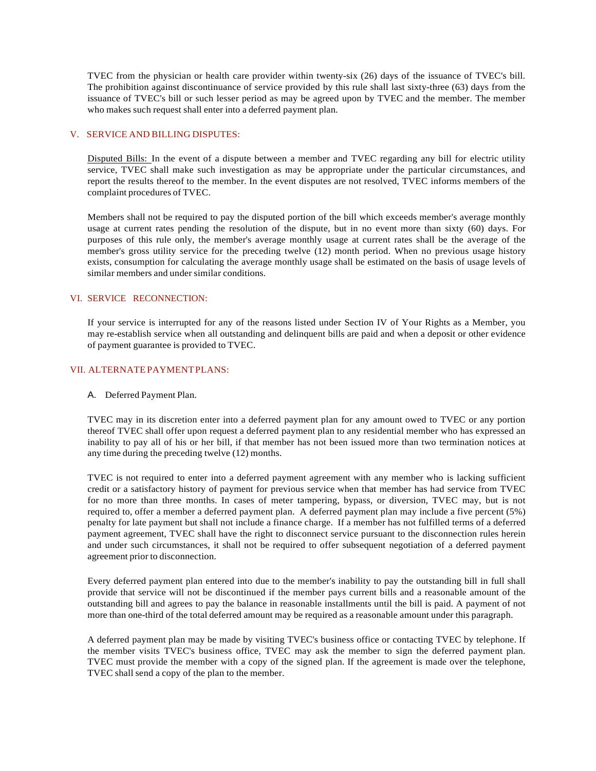TVEC from the physician or health care provider within twenty-six (26) days of the issuance of TVEC's bill. The prohibition against discontinuance of service provided by this rule shall last sixty-three (63) days from the issuance of TVEC's bill or such lesser period as may be agreed upon by TVEC and the member. The member who makes such request shall enter into a deferred payment plan.

## V. SERVICE AND BILLING DISPUTES:

Disputed Bills: In the event of a dispute between a member and TVEC regarding any bill for electric utility service, TVEC shall make such investigation as may be appropriate under the particular circumstances, and report the results thereof to the member. In the event disputes are not resolved, TVEC informs members of the complaint procedures of TVEC.

Members shall not be required to pay the disputed portion of the bill which exceeds member's average monthly usage at current rates pending the resolution of the dispute, but in no event more than sixty (60) days. For purposes of this rule only, the member's average monthly usage at current rates shall be the average of the member's gross utility service for the preceding twelve (12) month period. When no previous usage history exists, consumption for calculating the average monthly usage shall be estimated on the basis of usage levels of similar members and under similar conditions.

## VI. SERVICE RECONNECTION:

If your service is interrupted for any of the reasons listed under Section IV of Your Rights as a Member, you may re-establish service when all outstanding and delinquent bills are paid and when a deposit or other evidence of payment guarantee is provided to TVEC.

## VII. ALTERNATE PAYMENT PLANS:

A. Deferred Payment Plan.

TVEC may in its discretion enter into a deferred payment plan for any amount owed to TVEC or any portion thereof TVEC shall offer upon request a deferred payment plan to any residential member who has expressed an inability to pay all of his or her bill, if that member has not been issued more than two termination notices at any time during the preceding twelve (12) months.

TVEC is not required to enter into a deferred payment agreement with any member who is lacking sufficient credit or a satisfactory history of payment for previous service when that member has had service from TVEC for no more than three months. In cases of meter tampering, bypass, or diversion, TVEC may, but is not required to, offer a member a deferred payment plan. A deferred payment plan may include a five percent (5%) penalty for late payment but shall not include a finance charge. If a member has not fulfilled terms of a deferred payment agreement, TVEC shall have the right to disconnect service pursuant to the disconnection rules herein and under such circumstances, it shall not be required to offer subsequent negotiation of a deferred payment agreement prior to disconnection.

Every deferred payment plan entered into due to the member's inability to pay the outstanding bill in full shall provide that service will not be discontinued if the member pays current bills and a reasonable amount of the outstanding bill and agrees to pay the balance in reasonable installments until the bill is paid. A payment of not more than one-third of the total deferred amount may be required as a reasonable amount under this paragraph.

A deferred payment plan may be made by visiting TVEC's business office or contacting TVEC by telephone. If the member visits TVEC's business office, TVEC may ask the member to sign the deferred payment plan. TVEC must provide the member with a copy of the signed plan. If the agreement is made over the telephone, TVEC shall send a copy of the plan to the member.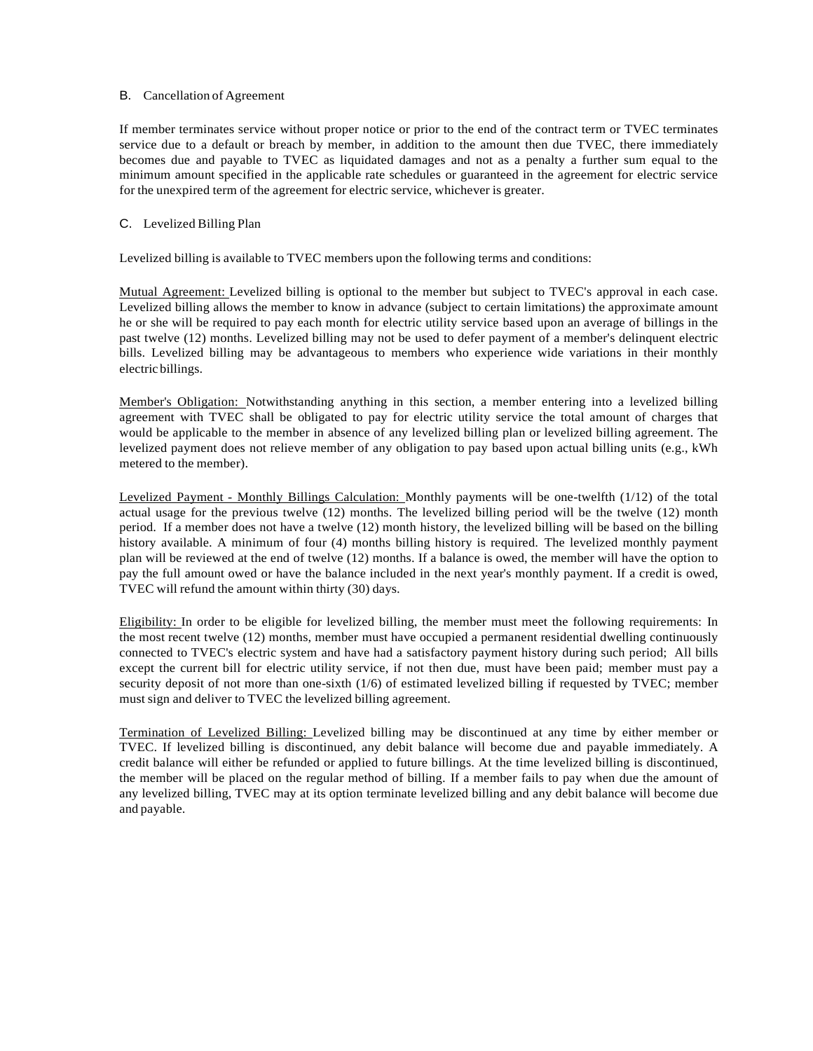B. Cancellation of Agreement

If member terminates service without proper notice or prior to the end of the contract term or TVEC terminates service due to a default or breach by member, in addition to the amount then due TVEC, there immediately becomes due and payable to TVEC as liquidated damages and not as a penalty a further sum equal to the minimum amount specified in the applicable rate schedules or guaranteed in the agreement for electric service for the unexpired term of the agreement for electric service, whichever is greater.

C. Levelized Billing Plan

Levelized billing is available to TVEC members upon the following terms and conditions:

<u>Mutual Agreement:</u> Levelized billing is optional to the member but subject to TVEC's approval in each case. Levelized billing allows the member to know in advance (subject to certain limitations) the approximate amount he or she will be required to pay each month for electric utility service based upon an average of billings in the past twelve (12) months. Levelized billing may not be used to defer payment of a member's delinquent electric bills. Levelized billing may be advantageous to members who experience wide variations in their monthly electric billings.

<u>Member's Obligation:</u> Notwithstanding anything in this section, a member entering into a levelized billing agreement with TVEC shall be obligated to pay for electric utility service the total amount of charges that would be applicable to the member in absence of any levelized billing plan or levelized billing agreement. The levelized payment does not relieve member of any obligation to pay based upon actual billing units (e.g., kWh metered to the member).

<u>Levelized Payment - Monthly Billings Calculation:</u> Monthly payments will be one-twelfth (1/12) of the total actual usage for the previous twelve (12) months. The levelized billing period will be the twelve (12) month period. If a member does not have a twelve (12) month history, the levelized billing will be based on the billing history available. A minimum of four (4) months billing history is required. The levelized monthly payment plan will be reviewed at the end of twelve (12) months. If a balance is owed, the member will have the option to pay the full amount owed or have the balance included in the next year's monthly payment. If a credit is owed, TVEC will refund the amount within thirty (30) days.

<u>Eligibility:</u> In order to be eligible for levelized billing, the member must meet the following requirements: In the most recent twelve (12) months, member must have occupied a permanent residential dwelling continuously connected to TVEC's electric system and have had a satisfactory payment history during such period; All bills except the current bill for electric utility service, if not then due, must have been paid; member must pay a security deposit of not more than one-sixth (1/6) of estimated levelized billing if requested by TVEC; member must sign and deliver to TVEC the levelized billing agreement.

<u>Termination of Levelized Billing:</u> Levelized billing may be discontinued at any time by either member or TVEC. If levelized billing is discontinued, any debit balance will become due and payable immediately. A credit balance will either be refunded or applied to future billings. At the time levelized billing is discontinued, the member will be placed on the regular method of billing. If a member fails to pay when due the amount of any levelized billing, TVEC may at its option terminate levelized billing and any debit balance will become due and payable.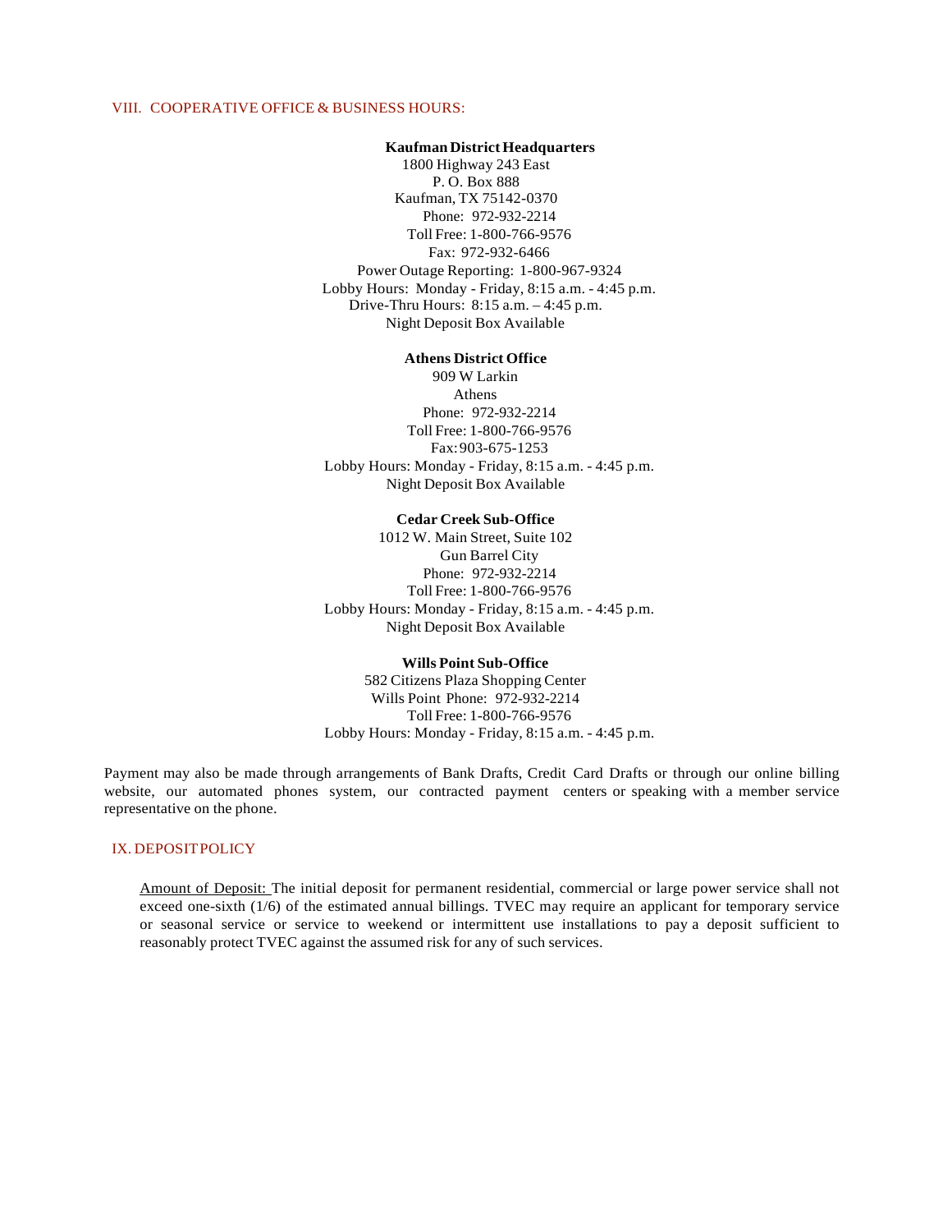## VIII. COOPERATIVE OFFICE & BUSINESS HOURS:

**Kaufman District Headquarters**
1800 Highway 243 East
P. O. Box 888
Kaufman, TX 75142-0370
Phone: 972-932-2214
Toll Free: 1-800-766-9576
Fax: 972-932-6466
Power Outage Reporting: 1-800-967-9324
Lobby Hours: Monday - Friday, 8:15 a.m. - 4:45 p.m.
Drive-Thru Hours: 8:15 a.m. – 4:45 p.m.
Night Deposit Box Available

**Athens District Office**
909 W Larkin
Athens
Phone: 972-932-2214
Toll Free: 1-800-766-9576
Fax: 903-675-1253
Lobby Hours: Monday - Friday, 8:15 a.m. - 4:45 p.m.
Night Deposit Box Available

**Cedar Creek Sub-Office**
1012 W. Main Street, Suite 102
Gun Barrel City
Phone: 972-932-2214
Toll Free: 1-800-766-9576
Lobby Hours: Monday - Friday, 8:15 a.m. - 4:45 p.m.
Night Deposit Box Available

**Wills Point Sub-Office**
582 Citizens Plaza Shopping Center
Wills Point Phone: 972-932-2214
Toll Free: 1-800-766-9576
Lobby Hours: Monday - Friday, 8:15 a.m. - 4:45 p.m.

Payment may also be made through arrangements of Bank Drafts, Credit Card Drafts or through our online billing website, our automated phones system, our contracted payment centers or speaking with a member service representative on the phone.

## IX. DEPOSIT POLICY

Amount of Deposit: The initial deposit for permanent residential, commercial or large power service shall not exceed one-sixth (1/6) of the estimated annual billings. TVEC may require an applicant for temporary service or seasonal service or service to weekend or intermittent use installations to pay a deposit sufficient to reasonably protect TVEC against the assumed risk for any of such services.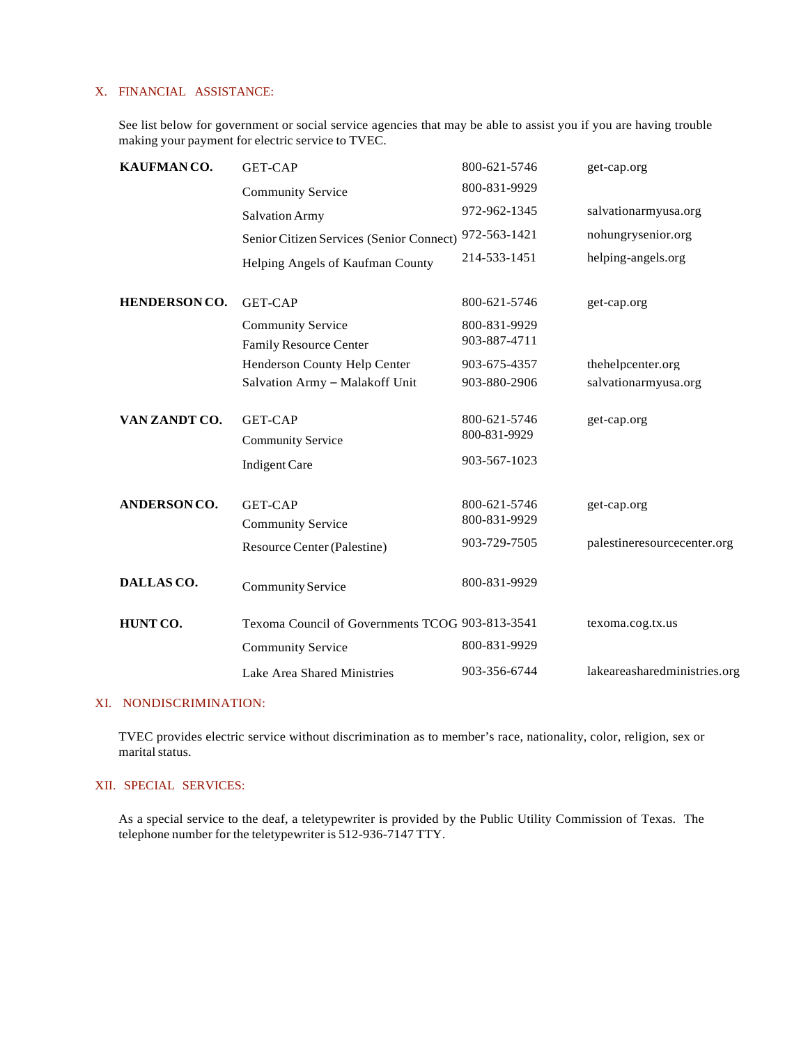## X. FINANCIAL ASSISTANCE:

See list below for government or social service agencies that may be able to assist you if you are having trouble making your payment for electric service to TVEC.

| | | | |
|---|---|---|---|
| **KAUFMAN CO.** | GET-CAP | 800-621-5746 | get-cap.org |
| | Community Service | 800-831-9929 | |
| | Salvation Army | 972-962-1345 | salvationarmyusa.org |
| | Senior Citizen Services (Senior Connect) | 972-563-1421 | nohungrysenior.org |
| | Helping Angels of Kaufman County | 214-533-1451 | helping-angels.org |
| **HENDERSON CO.** | GET-CAP | 800-621-5746 | get-cap.org |
| | Community Service | 800-831-9929 | |
| | Family Resource Center | 903-887-4711 | |
| | Henderson County Help Center | 903-675-4357 | thehelpcenter.org |
| | Salvation Army – Malakoff Unit | 903-880-2906 | salvationarmyusa.org |
| **VAN ZANDT CO.** | GET-CAP | 800-621-5746 | get-cap.org |
| | Community Service | 800-831-9929 | |
| | Indigent Care | 903-567-1023 | |
| **ANDERSON CO.** | GET-CAP | 800-621-5746 | get-cap.org |
| | Community Service | 800-831-9929 | |
| | Resource Center (Palestine) | 903-729-7505 | palestineresourcecenter.org |
| **DALLAS CO.** | Community Service | 800-831-9929 | |
| **HUNT CO.** | Texoma Council of Governments TCOG | 903-813-3541 | texoma.cog.tx.us |
| | Community Service | 800-831-9929 | |
| | Lake Area Shared Ministries | 903-356-6744 | lakeareasharedministries.org |

## XI. NONDISCRIMINATION:

TVEC provides electric service without discrimination as to member's race, nationality, color, religion, sex or marital status.

## XII. SPECIAL SERVICES:

As a special service to the deaf, a teletypewriter is provided by the Public Utility Commission of Texas. The telephone number for the teletypewriter is 512-936-7147 TTY.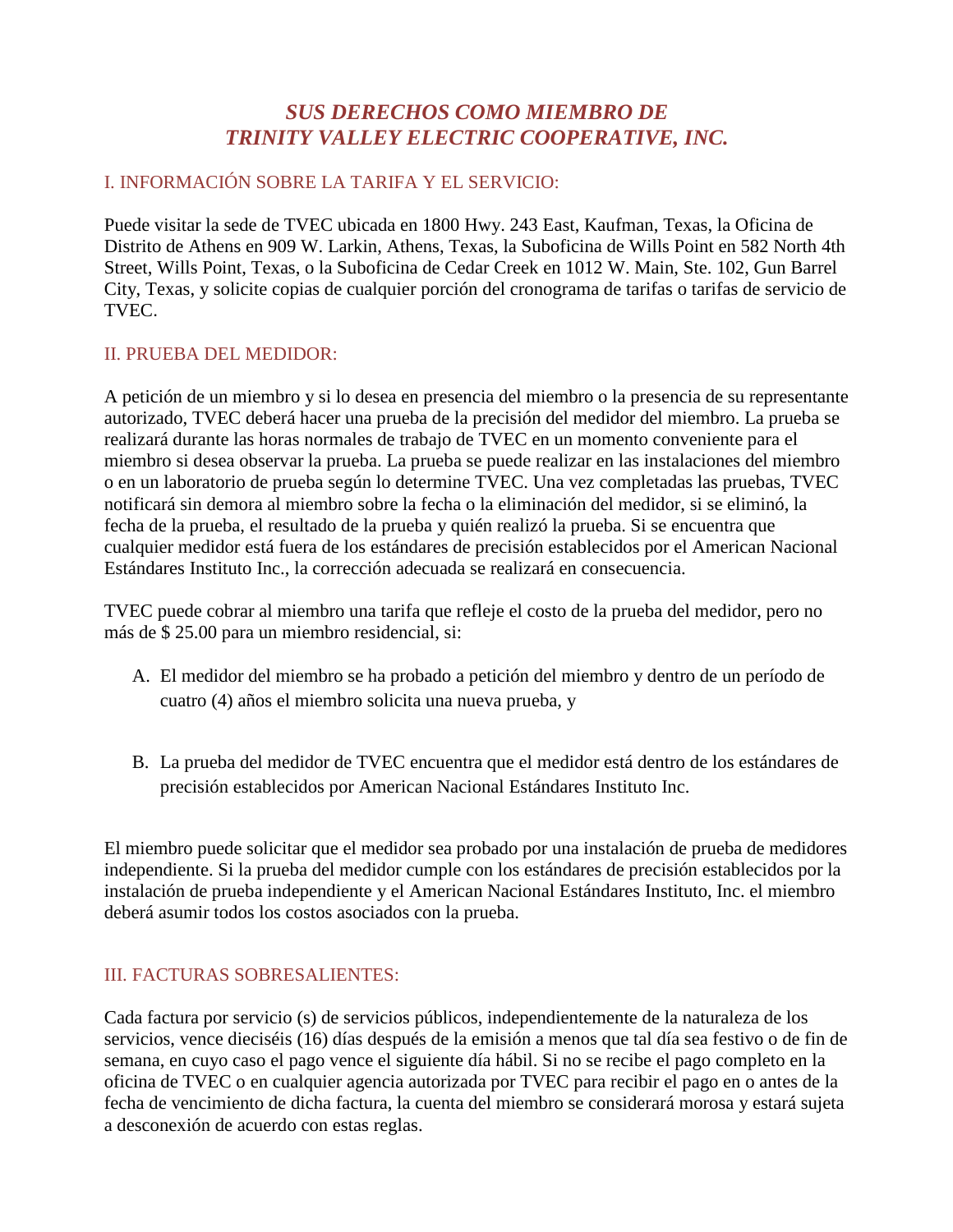# *SUS DERECHOS COMO MIEMBRO DE TRINITY VALLEY ELECTRIC COOPERATIVE, INC.*

## I. INFORMACIÓN SOBRE LA TARIFA Y EL SERVICIO:

Puede visitar la sede de TVEC ubicada en 1800 Hwy. 243 East, Kaufman, Texas, la Oficina de Distrito de Athens en 909 W. Larkin, Athens, Texas, la Suboficina de Wills Point en 582 North 4th Street, Wills Point, Texas, o la Suboficina de Cedar Creek en 1012 W. Main, Ste. 102, Gun Barrel City, Texas, y solicite copias de cualquier porción del cronograma de tarifas o tarifas de servicio de TVEC.

## II. PRUEBA DEL MEDIDOR:

A petición de un miembro y si lo desea en presencia del miembro o la presencia de su representante autorizado, TVEC deberá hacer una prueba de la precisión del medidor del miembro. La prueba se realizará durante las horas normales de trabajo de TVEC en un momento conveniente para el miembro si desea observar la prueba. La prueba se puede realizar en las instalaciones del miembro o en un laboratorio de prueba según lo determine TVEC. Una vez completadas las pruebas, TVEC notificará sin demora al miembro sobre la fecha o la eliminación del medidor, si se eliminó, la fecha de la prueba, el resultado de la prueba y quién realizó la prueba. Si se encuentra que cualquier medidor está fuera de los estándares de precisión establecidos por el American Nacional Estándares Instituto Inc., la corrección adecuada se realizará en consecuencia.

TVEC puede cobrar al miembro una tarifa que refleje el costo de la prueba del medidor, pero no más de $ 25.00 para un miembro residencial, si:

A. El medidor del miembro se ha probado a petición del miembro y dentro de un período de cuatro (4) años el miembro solicita una nueva prueba, y

B. La prueba del medidor de TVEC encuentra que el medidor está dentro de los estándares de precisión establecidos por American Nacional Estándares Instituto Inc.

El miembro puede solicitar que el medidor sea probado por una instalación de prueba de medidores independiente. Si la prueba del medidor cumple con los estándares de precisión establecidos por la instalación de prueba independiente y el American Nacional Estándares Instituto, Inc. el miembro deberá asumir todos los costos asociados con la prueba.

## III. FACTURAS SOBRESALIENTES:

Cada factura por servicio (s) de servicios públicos, independientemente de la naturaleza de los servicios, vence dieciséis (16) días después de la emisión a menos que tal día sea festivo o de fin de semana, en cuyo caso el pago vence el siguiente día hábil. Si no se recibe el pago completo en la oficina de TVEC o en cualquier agencia autorizada por TVEC para recibir el pago en o antes de la fecha de vencimiento de dicha factura, la cuenta del miembro se considerará morosa y estará sujeta a desconexión de acuerdo con estas reglas.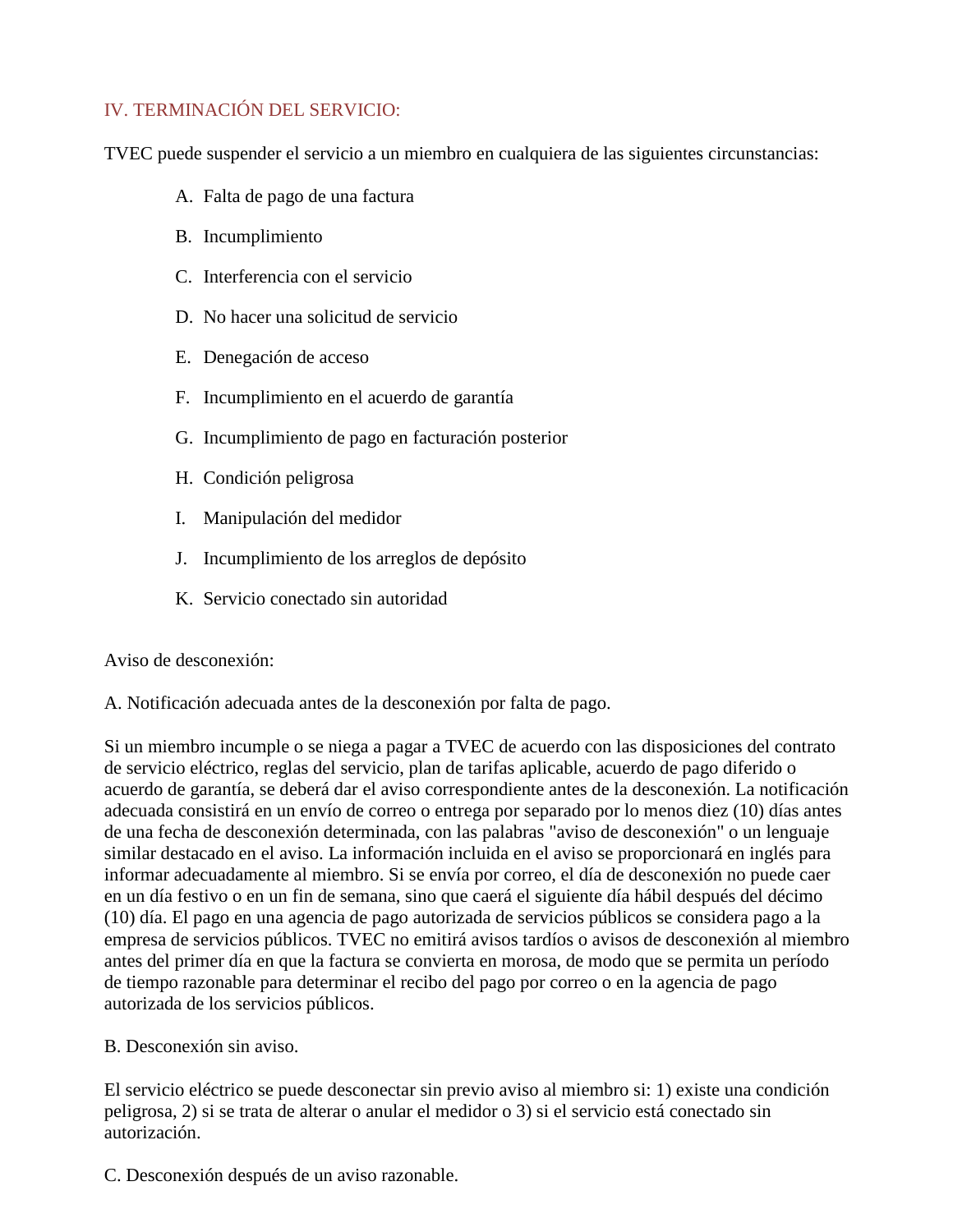## IV. TERMINACIÓN DEL SERVICIO:

TVEC puede suspender el servicio a un miembro en cualquiera de las siguientes circunstancias:

A. Falta de pago de una factura

B. Incumplimiento

C. Interferencia con el servicio

D. No hacer una solicitud de servicio

E. Denegación de acceso

F. Incumplimiento en el acuerdo de garantía

G. Incumplimiento de pago en facturación posterior

H. Condición peligrosa

I. Manipulación del medidor

J. Incumplimiento de los arreglos de depósito

K. Servicio conectado sin autoridad

Aviso de desconexión:

A. Notificación adecuada antes de la desconexión por falta de pago.

Si un miembro incumple o se niega a pagar a TVEC de acuerdo con las disposiciones del contrato de servicio eléctrico, reglas del servicio, plan de tarifas aplicable, acuerdo de pago diferido o acuerdo de garantía, se deberá dar el aviso correspondiente antes de la desconexión. La notificación adecuada consistirá en un envío de correo o entrega por separado por lo menos diez (10) días antes de una fecha de desconexión determinada, con las palabras "aviso de desconexión" o un lenguaje similar destacado en el aviso. La información incluida en el aviso se proporcionará en inglés para informar adecuadamente al miembro. Si se envía por correo, el día de desconexión no puede caer en un día festivo o en un fin de semana, sino que caerá el siguiente día hábil después del décimo (10) día. El pago en una agencia de pago autorizada de servicios públicos se considera pago a la empresa de servicios públicos. TVEC no emitirá avisos tardíos o avisos de desconexión al miembro antes del primer día en que la factura se convierta en morosa, de modo que se permita un período de tiempo razonable para determinar el recibo del pago por correo o en la agencia de pago autorizada de los servicios públicos.

B. Desconexión sin aviso.

El servicio eléctrico se puede desconectar sin previo aviso al miembro si: 1) existe una condición peligrosa, 2) si se trata de alterar o anular el medidor o 3) si el servicio está conectado sin autorización.

C. Desconexión después de un aviso razonable.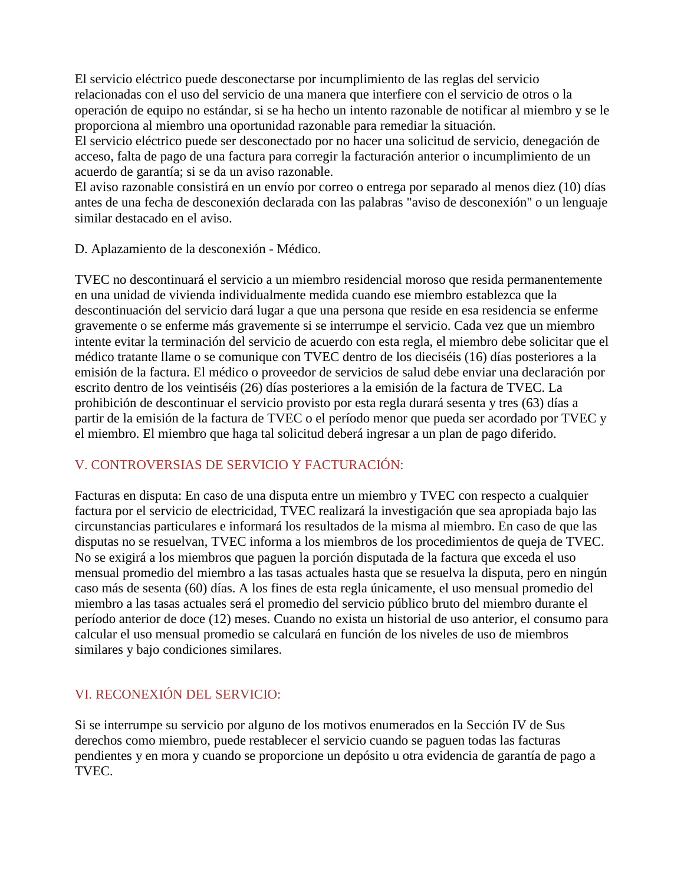El servicio eléctrico puede desconectarse por incumplimiento de las reglas del servicio relacionadas con el uso del servicio de una manera que interfiere con el servicio de otros o la operación de equipo no estándar, si se ha hecho un intento razonable de notificar al miembro y se le proporciona al miembro una oportunidad razonable para remediar la situación.
El servicio eléctrico puede ser desconectado por no hacer una solicitud de servicio, denegación de acceso, falta de pago de una factura para corregir la facturación anterior o incumplimiento de un acuerdo de garantía; si se da un aviso razonable.
El aviso razonable consistirá en un envío por correo o entrega por separado al menos diez (10) días antes de una fecha de desconexión declarada con las palabras "aviso de desconexión" o un lenguaje similar destacado en el aviso.

D. Aplazamiento de la desconexión - Médico.

TVEC no descontinuará el servicio a un miembro residencial moroso que resida permanentemente en una unidad de vivienda individualmente medida cuando ese miembro establezca que la descontinuación del servicio dará lugar a que una persona que reside en esa residencia se enferme gravemente o se enferme más gravemente si se interrumpe el servicio. Cada vez que un miembro intente evitar la terminación del servicio de acuerdo con esta regla, el miembro debe solicitar que el médico tratante llame o se comunique con TVEC dentro de los dieciséis (16) días posteriores a la emisión de la factura. El médico o proveedor de servicios de salud debe enviar una declaración por escrito dentro de los veintiséis (26) días posteriores a la emisión de la factura de TVEC. La prohibición de descontinuar el servicio provisto por esta regla durará sesenta y tres (63) días a partir de la emisión de la factura de TVEC o el período menor que pueda ser acordado por TVEC y el miembro. El miembro que haga tal solicitud deberá ingresar a un plan de pago diferido.

## V. CONTROVERSIAS DE SERVICIO Y FACTURACIÓN:

Facturas en disputa: En caso de una disputa entre un miembro y TVEC con respecto a cualquier factura por el servicio de electricidad, TVEC realizará la investigación que sea apropiada bajo las circunstancias particulares e informará los resultados de la misma al miembro. En caso de que las disputas no se resuelvan, TVEC informa a los miembros de los procedimientos de queja de TVEC. No se exigirá a los miembros que paguen la porción disputada de la factura que exceda el uso mensual promedio del miembro a las tasas actuales hasta que se resuelva la disputa, pero en ningún caso más de sesenta (60) días. A los fines de esta regla únicamente, el uso mensual promedio del miembro a las tasas actuales será el promedio del servicio público bruto del miembro durante el período anterior de doce (12) meses. Cuando no exista un historial de uso anterior, el consumo para calcular el uso mensual promedio se calculará en función de los niveles de uso de miembros similares y bajo condiciones similares.

## VI. RECONEXIÓN DEL SERVICIO:

Si se interrumpe su servicio por alguno de los motivos enumerados en la Sección IV de Sus derechos como miembro, puede restablecer el servicio cuando se paguen todas las facturas pendientes y en mora y cuando se proporcione un depósito u otra evidencia de garantía de pago a TVEC.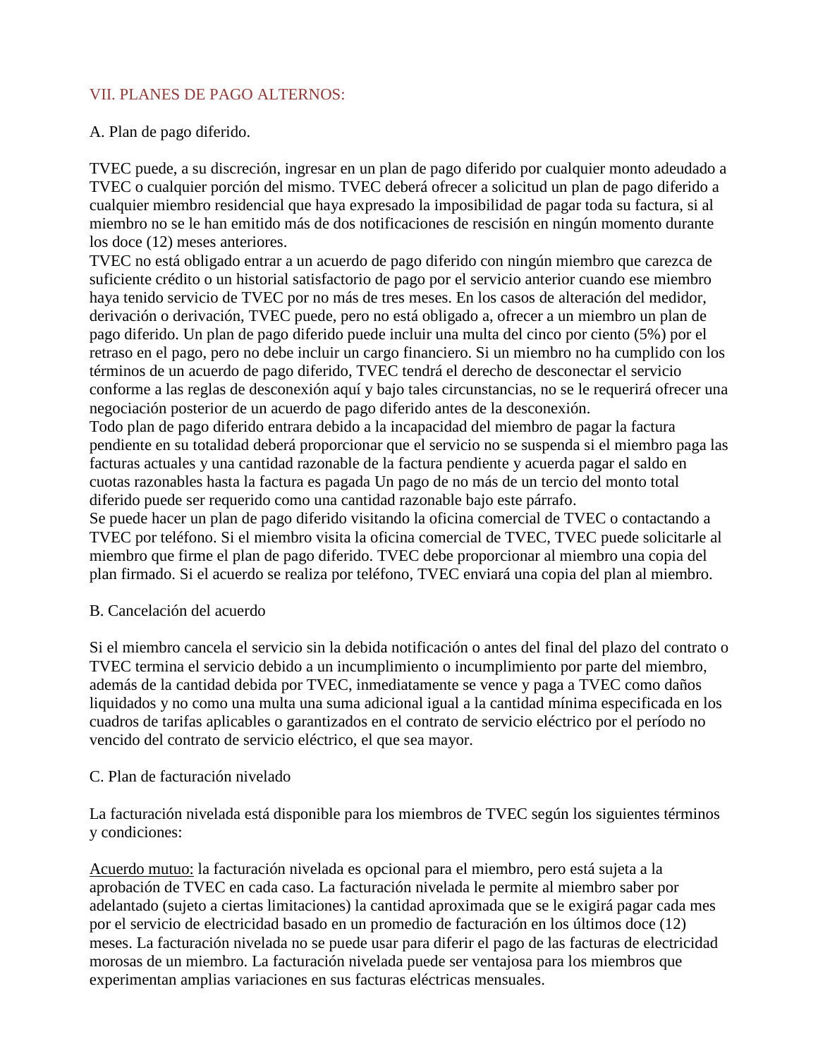## VII. PLANES DE PAGO ALTERNOS:

A. Plan de pago diferido.

TVEC puede, a su discreción, ingresar en un plan de pago diferido por cualquier monto adeudado a TVEC o cualquier porción del mismo. TVEC deberá ofrecer a solicitud un plan de pago diferido a cualquier miembro residencial que haya expresado la imposibilidad de pagar toda su factura, si al miembro no se le han emitido más de dos notificaciones de rescisión en ningún momento durante los doce (12) meses anteriores.

TVEC no está obligado entrar a un acuerdo de pago diferido con ningún miembro que carezca de suficiente crédito o un historial satisfactorio de pago por el servicio anterior cuando ese miembro haya tenido servicio de TVEC por no más de tres meses. En los casos de alteración del medidor, derivación o derivación, TVEC puede, pero no está obligado a, ofrecer a un miembro un plan de pago diferido. Un plan de pago diferido puede incluir una multa del cinco por ciento (5%) por el retraso en el pago, pero no debe incluir un cargo financiero. Si un miembro no ha cumplido con los términos de un acuerdo de pago diferido, TVEC tendrá el derecho de desconectar el servicio conforme a las reglas de desconexión aquí y bajo tales circunstancias, no se le requerirá ofrecer una negociación posterior de un acuerdo de pago diferido antes de la desconexión.

Todo plan de pago diferido entrara debido a la incapacidad del miembro de pagar la factura pendiente en su totalidad deberá proporcionar que el servicio no se suspenda si el miembro paga las facturas actuales y una cantidad razonable de la factura pendiente y acuerda pagar el saldo en cuotas razonables hasta la factura es pagada Un pago de no más de un tercio del monto total diferido puede ser requerido como una cantidad razonable bajo este párrafo.

Se puede hacer un plan de pago diferido visitando la oficina comercial de TVEC o contactando a TVEC por teléfono. Si el miembro visita la oficina comercial de TVEC, TVEC puede solicitarle al miembro que firme el plan de pago diferido. TVEC debe proporcionar al miembro una copia del plan firmado. Si el acuerdo se realiza por teléfono, TVEC enviará una copia del plan al miembro.

B. Cancelación del acuerdo

Si el miembro cancela el servicio sin la debida notificación o antes del final del plazo del contrato o TVEC termina el servicio debido a un incumplimiento o incumplimiento por parte del miembro, además de la cantidad debida por TVEC, inmediatamente se vence y paga a TVEC como daños liquidados y no como una multa una suma adicional igual a la cantidad mínima especificada en los cuadros de tarifas aplicables o garantizados en el contrato de servicio eléctrico por el período no vencido del contrato de servicio eléctrico, el que sea mayor.

C. Plan de facturación nivelado

La facturación nivelada está disponible para los miembros de TVEC según los siguientes términos y condiciones:

Acuerdo mutuo: la facturación nivelada es opcional para el miembro, pero está sujeta a la aprobación de TVEC en cada caso. La facturación nivelada le permite al miembro saber por adelantado (sujeto a ciertas limitaciones) la cantidad aproximada que se le exigirá pagar cada mes por el servicio de electricidad basado en un promedio de facturación en los últimos doce (12) meses. La facturación nivelada no se puede usar para diferir el pago de las facturas de electricidad morosas de un miembro. La facturación nivelada puede ser ventajosa para los miembros que experimentan amplias variaciones en sus facturas eléctricas mensuales.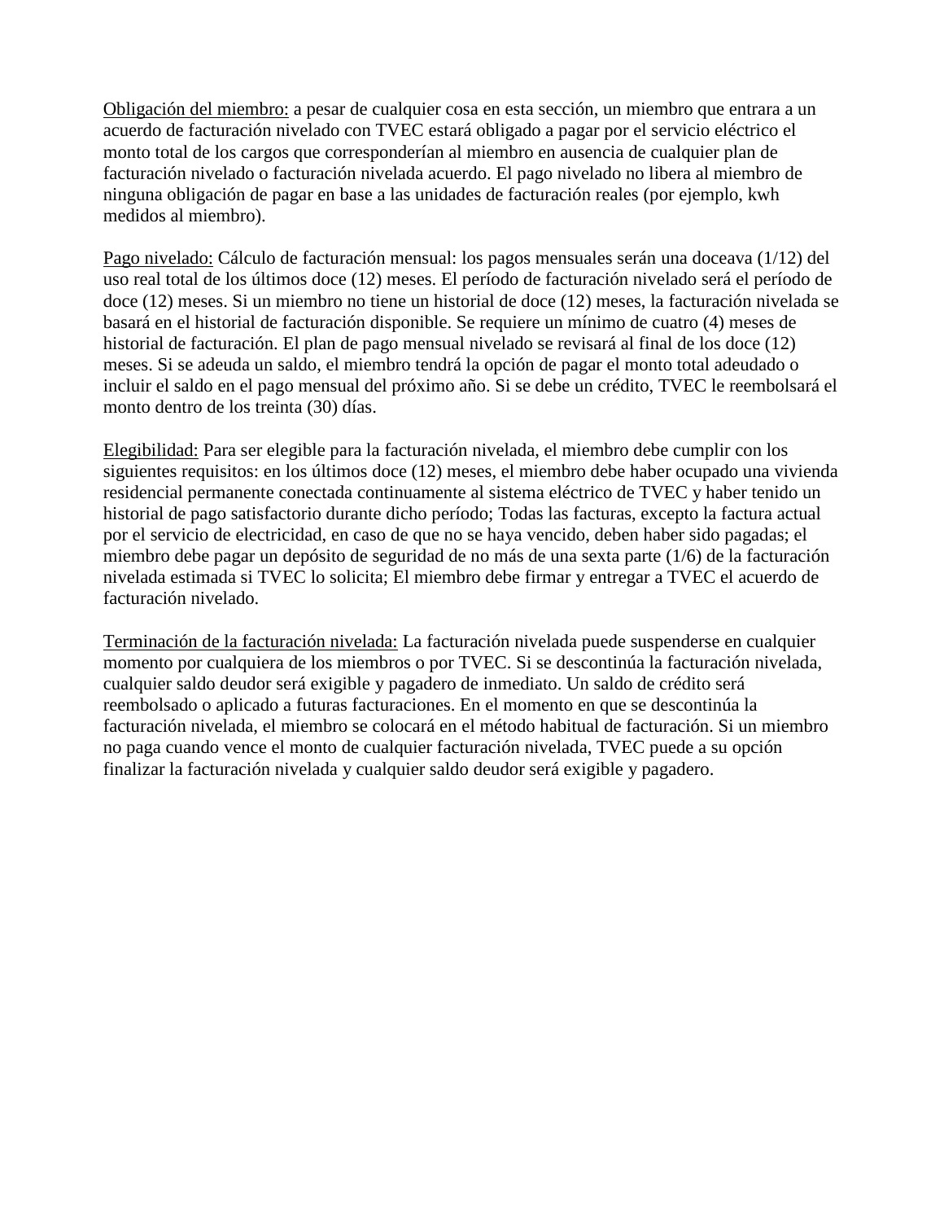<u>Obligación del miembro:</u> a pesar de cualquier cosa en esta sección, un miembro que entrara a un acuerdo de facturación nivelado con TVEC estará obligado a pagar por el servicio eléctrico el monto total de los cargos que corresponderían al miembro en ausencia de cualquier plan de facturación nivelado o facturación nivelada acuerdo. El pago nivelado no libera al miembro de ninguna obligación de pagar en base a las unidades de facturación reales (por ejemplo, kwh medidos al miembro).

<u>Pago nivelado:</u> Cálculo de facturación mensual: los pagos mensuales serán una doceava (1/12) del uso real total de los últimos doce (12) meses. El período de facturación nivelado será el período de doce (12) meses. Si un miembro no tiene un historial de doce (12) meses, la facturación nivelada se basará en el historial de facturación disponible. Se requiere un mínimo de cuatro (4) meses de historial de facturación. El plan de pago mensual nivelado se revisará al final de los doce (12) meses. Si se adeuda un saldo, el miembro tendrá la opción de pagar el monto total adeudado o incluir el saldo en el pago mensual del próximo año. Si se debe un crédito, TVEC le reembolsará el monto dentro de los treinta (30) días.

<u>Elegibilidad:</u> Para ser elegible para la facturación nivelada, el miembro debe cumplir con los siguientes requisitos: en los últimos doce (12) meses, el miembro debe haber ocupado una vivienda residencial permanente conectada continuamente al sistema eléctrico de TVEC y haber tenido un historial de pago satisfactorio durante dicho período; Todas las facturas, excepto la factura actual por el servicio de electricidad, en caso de que no se haya vencido, deben haber sido pagadas; el miembro debe pagar un depósito de seguridad de no más de una sexta parte (1/6) de la facturación nivelada estimada si TVEC lo solicita; El miembro debe firmar y entregar a TVEC el acuerdo de facturación nivelado.

<u>Terminación de la facturación nivelada:</u> La facturación nivelada puede suspenderse en cualquier momento por cualquiera de los miembros o por TVEC. Si se descontinúa la facturación nivelada, cualquier saldo deudor será exigible y pagadero de inmediato. Un saldo de crédito será reembolsado o aplicado a futuras facturaciones. En el momento en que se descontinúa la facturación nivelada, el miembro se colocará en el método habitual de facturación. Si un miembro no paga cuando vence el monto de cualquier facturación nivelada, TVEC puede a su opción finalizar la facturación nivelada y cualquier saldo deudor será exigible y pagadero.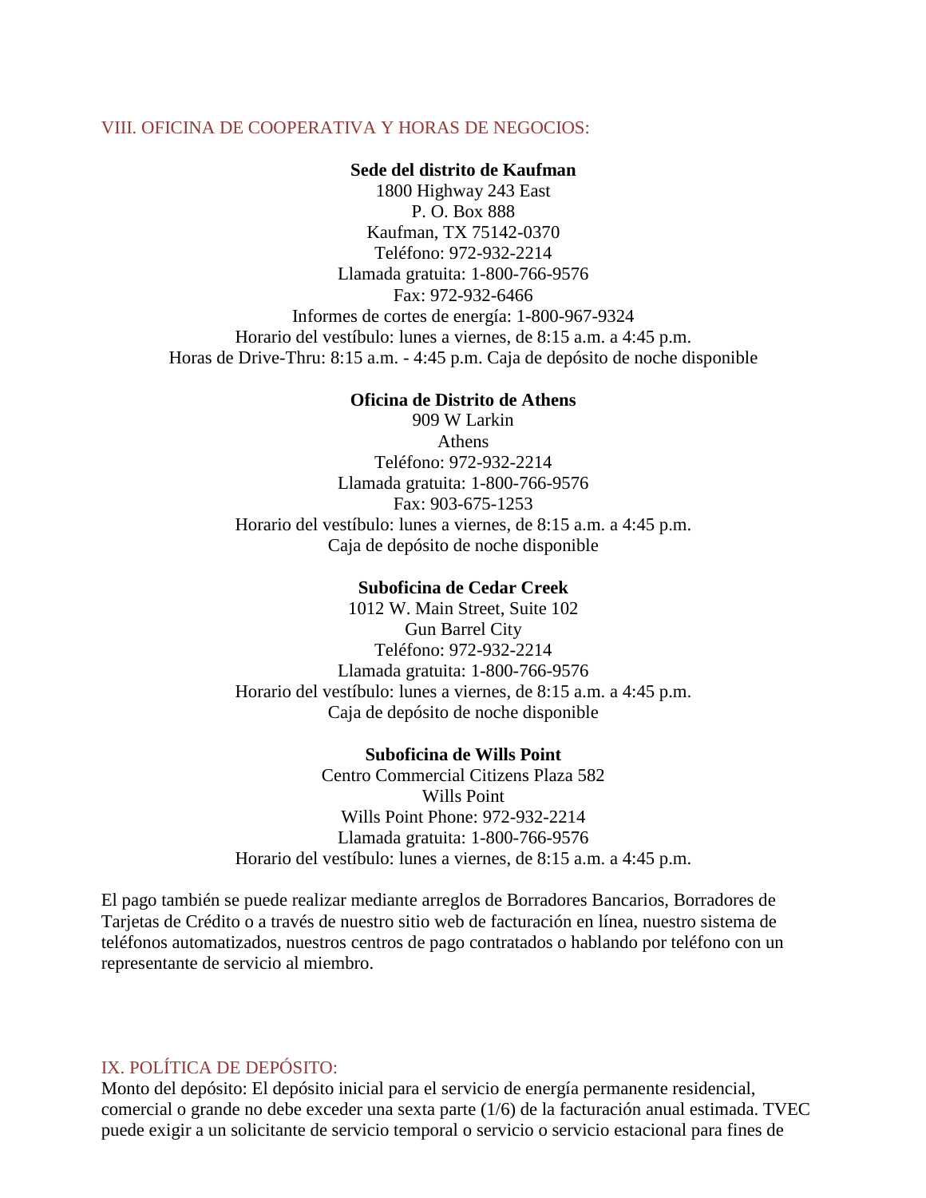## VIII. OFICINA DE COOPERATIVA Y HORAS DE NEGOCIOS:

**Sede del distrito de Kaufman**
1800 Highway 243 East
P. O. Box 888
Kaufman, TX 75142-0370
Teléfono: 972-932-2214
Llamada gratuita: 1-800-766-9576
Fax: 972-932-6466
Informes de cortes de energía: 1-800-967-9324
Horario del vestíbulo: lunes a viernes, de 8:15 a.m. a 4:45 p.m.
Horas de Drive-Thru: 8:15 a.m. - 4:45 p.m. Caja de depósito de noche disponible

**Oficina de Distrito de Athens**
909 W Larkin
Athens
Teléfono: 972-932-2214
Llamada gratuita: 1-800-766-9576
Fax: 903-675-1253
Horario del vestíbulo: lunes a viernes, de 8:15 a.m. a 4:45 p.m.
Caja de depósito de noche disponible

**Suboficina de Cedar Creek**
1012 W. Main Street, Suite 102
Gun Barrel City
Teléfono: 972-932-2214
Llamada gratuita: 1-800-766-9576
Horario del vestíbulo: lunes a viernes, de 8:15 a.m. a 4:45 p.m.
Caja de depósito de noche disponible

**Suboficina de Wills Point**
Centro Commercial Citizens Plaza 582
Wills Point
Wills Point Phone: 972-932-2214
Llamada gratuita: 1-800-766-9576
Horario del vestíbulo: lunes a viernes, de 8:15 a.m. a 4:45 p.m.

El pago también se puede realizar mediante arreglos de Borradores Bancarios, Borradores de Tarjetas de Crédito o a través de nuestro sitio web de facturación en línea, nuestro sistema de teléfonos automatizados, nuestros centros de pago contratados o hablando por teléfono con un representante de servicio al miembro.

## IX. POLÍTICA DE DEPÓSITO:

Monto del depósito: El depósito inicial para el servicio de energía permanente residencial, comercial o grande no debe exceder una sexta parte (1/6) de la facturación anual estimada. TVEC puede exigir a un solicitante de servicio temporal o servicio o servicio estacional para fines de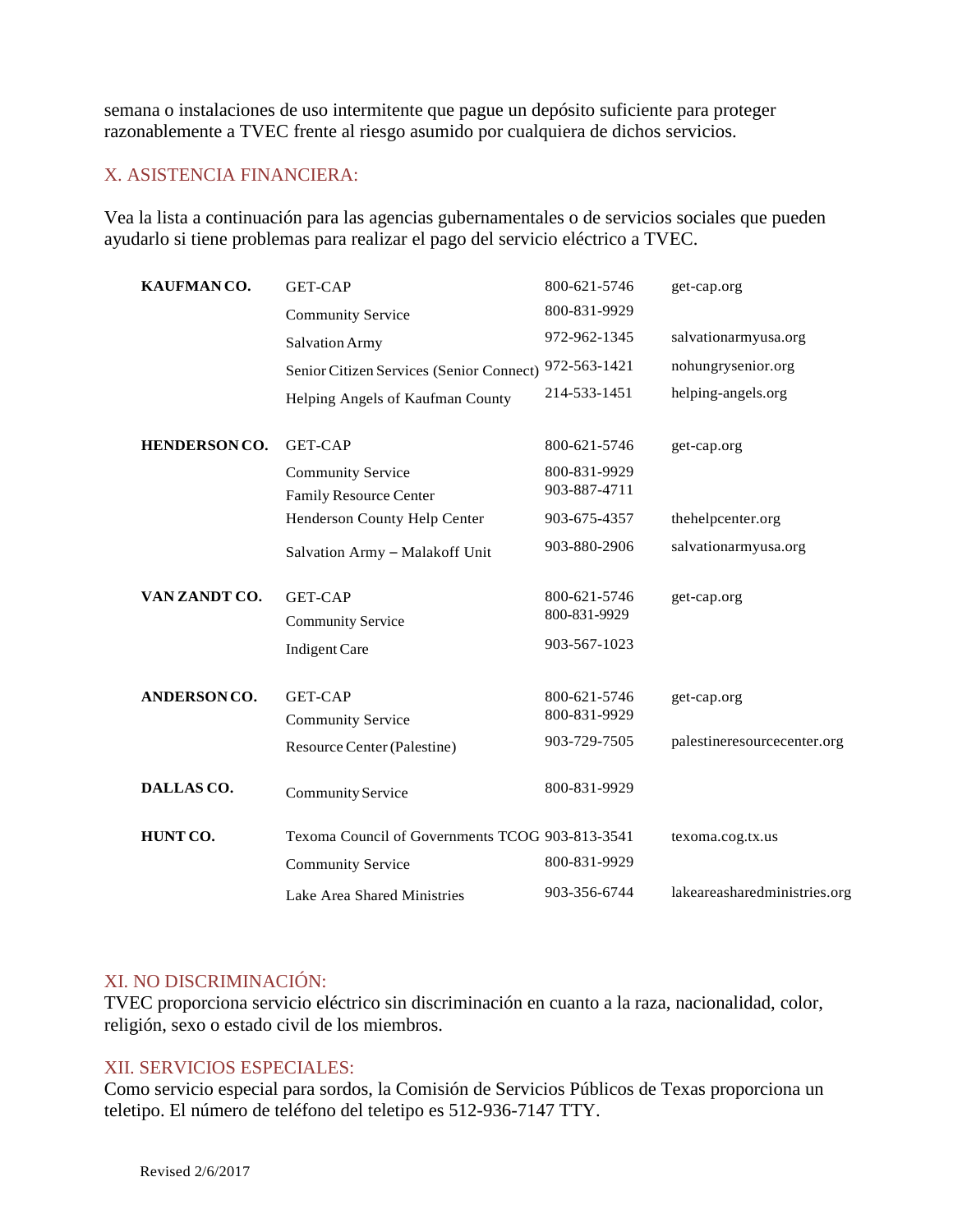semana o instalaciones de uso intermitente que pague un depósito suficiente para proteger razonablemente a TVEC frente al riesgo asumido por cualquiera de dichos servicios.

## X. ASISTENCIA FINANCIERA:

Vea la lista a continuación para las agencias gubernamentales o de servicios sociales que pueden ayudarlo si tiene problemas para realizar el pago del servicio eléctrico a TVEC.

| | | | |
|---|---|---|---|
| **KAUFMAN CO.** | GET-CAP | 800-621-5746 | get-cap.org |
| | Community Service | 800-831-9929 | |
| | Salvation Army | 972-962-1345 | salvationarmyusa.org |
| | Senior Citizen Services (Senior Connect) | 972-563-1421 | nohungrysenior.org |
| | Helping Angels of Kaufman County | 214-533-1451 | helping-angels.org |
| **HENDERSON CO.** | GET-CAP | 800-621-5746 | get-cap.org |
| | Community Service | 800-831-9929 | |
| | Family Resource Center | 903-887-4711 | |
| | Henderson County Help Center | 903-675-4357 | thehelpcenter.org |
| | Salvation Army – Malakoff Unit | 903-880-2906 | salvationarmyusa.org |
| **VAN ZANDT CO.** | GET-CAP | 800-621-5746 | get-cap.org |
| | Community Service | 800-831-9929 | |
| | Indigent Care | 903-567-1023 | |
| **ANDERSON CO.** | GET-CAP | 800-621-5746 | get-cap.org |
| | Community Service | 800-831-9929 | |
| | Resource Center (Palestine) | 903-729-7505 | palestineresourcecenter.org |
| **DALLAS CO.** | Community Service | 800-831-9929 | |
| **HUNT CO.** | Texoma Council of Governments TCOG | 903-813-3541 | texoma.cog.tx.us |
| | Community Service | 800-831-9929 | |
| | Lake Area Shared Ministries | 903-356-6744 | lakeareasharedministries.org |

## XI. NO DISCRIMINACIÓN:

TVEC proporciona servicio eléctrico sin discriminación en cuanto a la raza, nacionalidad, color, religión, sexo o estado civil de los miembros.

## XII. SERVICIOS ESPECIALES:

Como servicio especial para sordos, la Comisión de Servicios Públicos de Texas proporciona un teletipo. El número de teléfono del teletipo es 512-936-7147 TTY.

Revised 2/6/2017